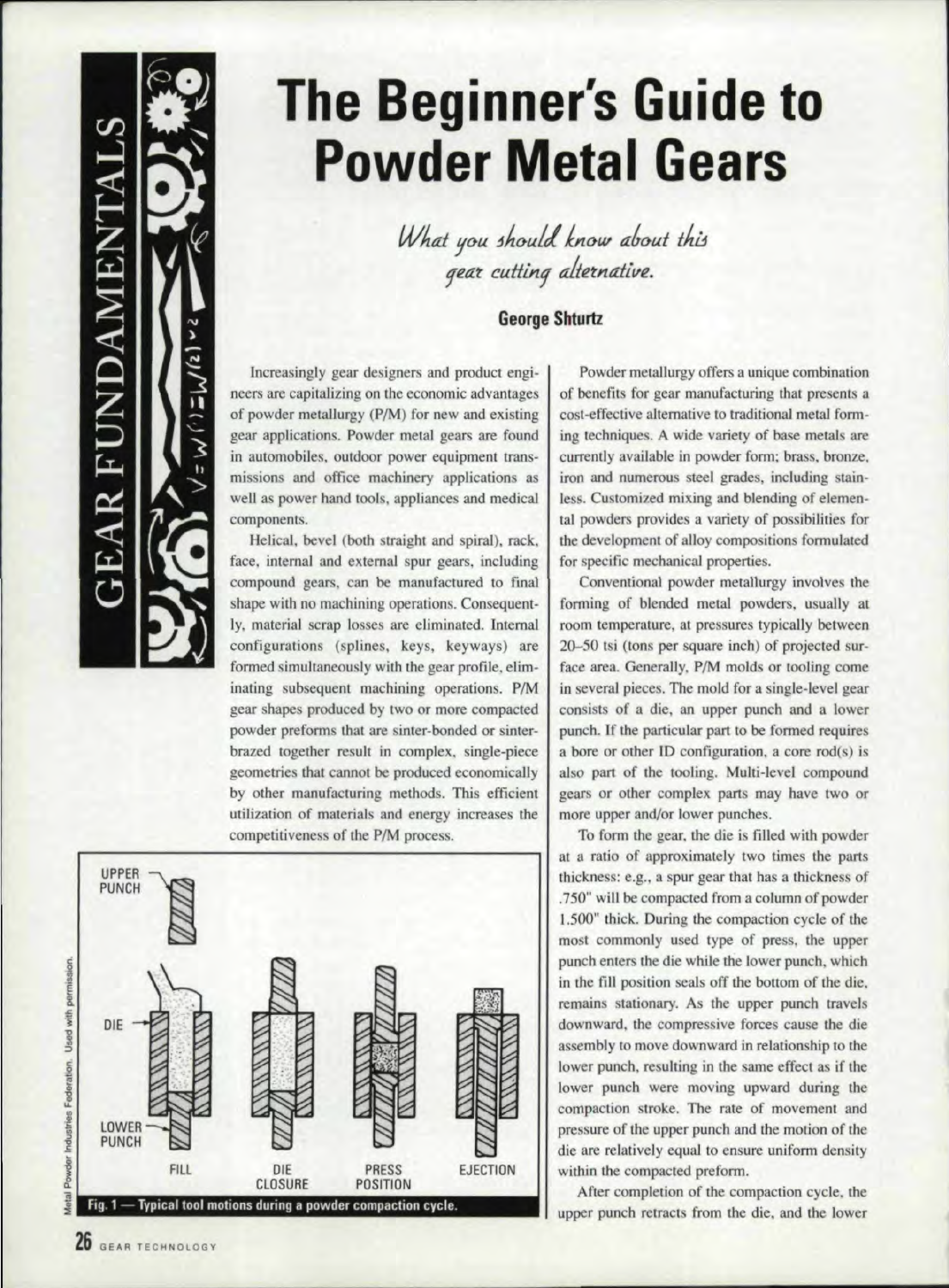# The Beginner's Guide to Powder Metal Gears

*What you should know about this gear cutting alternative.*

**George Shturtz**

Increasingly gear designers and product engineers are capitalizing on the economic advantages of powder metallurgy (P/M) for new and existing gear applications. Powder metal gears are found in automobiles, outdoor power equipment transmissions and office machinery applications as well as power hand tools, appliances and medical components.

Helical, bevel (both straight and spiral), rack, face, internal and external spur gears, including compound gears, can be manufactured to final shape with no machining operations. Consequently, material scrap losses are eliminated. Internal configurations (splines, keys, keyways) are formed simultaneously with the gear profile, eliminating subsequent machining operations. P/M gear shapes produced by two or more compacted powder preforms that are sinter-bonded or sinter-brazed together result in complex, single-piece geometries that cannot be produced economically by other manufacturing methods. This efficient utilization of materials and energy increases the competitiveness of the P/M process.

UPPER PUNCH

DIE

LOWER PUNCH

FILL

DIE CLOSURE

PRESS POSITION

EJECTION

Metal Powder Industries Federation. Used with permission.

**Fig. 1 — Typical tool motions during a powder compaction cycle.**

Powder metallurgy offers a unique combination of benefits for gear manufacturing that presents a cost-effective alternative to traditional metal forming techniques. A wide variety of base metals are currently available in powder form; brass, bronze, iron and numerous steel grades, including stainless. Customized mixing and blending of elemental powders provides a variety of possibilities for the development of alloy compositions formulated for specific mechanical properties.

Conventional powder metallurgy involves the forming of blended metal powders, usually at room temperature, at pressures typically between 20–50 tsi (tons per square inch) of projected surface area. Generally, P/M molds or tooling come in several pieces. The mold for a single-level gear consists of a die, an upper punch and a lower punch. If the particular part to be formed requires a bore or other ID configuration, a core rod(s) is also part of the tooling. Multi-level compound gears or other complex parts may have two or more upper and/or lower punches.

To form the gear, the die is filled with powder at a ratio of approximately two times the parts thickness: e.g., a spur gear that has a thickness of .750" will be compacted from a column of powder 1.500" thick. During the compaction cycle of the most commonly used type of press, the upper punch enters the die while the lower punch, which in the fill position seals off the bottom of the die, remains stationary. As the upper punch travels downward, the compressive forces cause the die assembly to move downward in relationship to the lower punch, resulting in the same effect as if the lower punch were moving upward during the compaction stroke. The rate of movement and pressure of the upper punch and the motion of the die are relatively equal to ensure uniform density within the compacted preform.

After completion of the compaction cycle, the upper punch retracts from the die, and the lower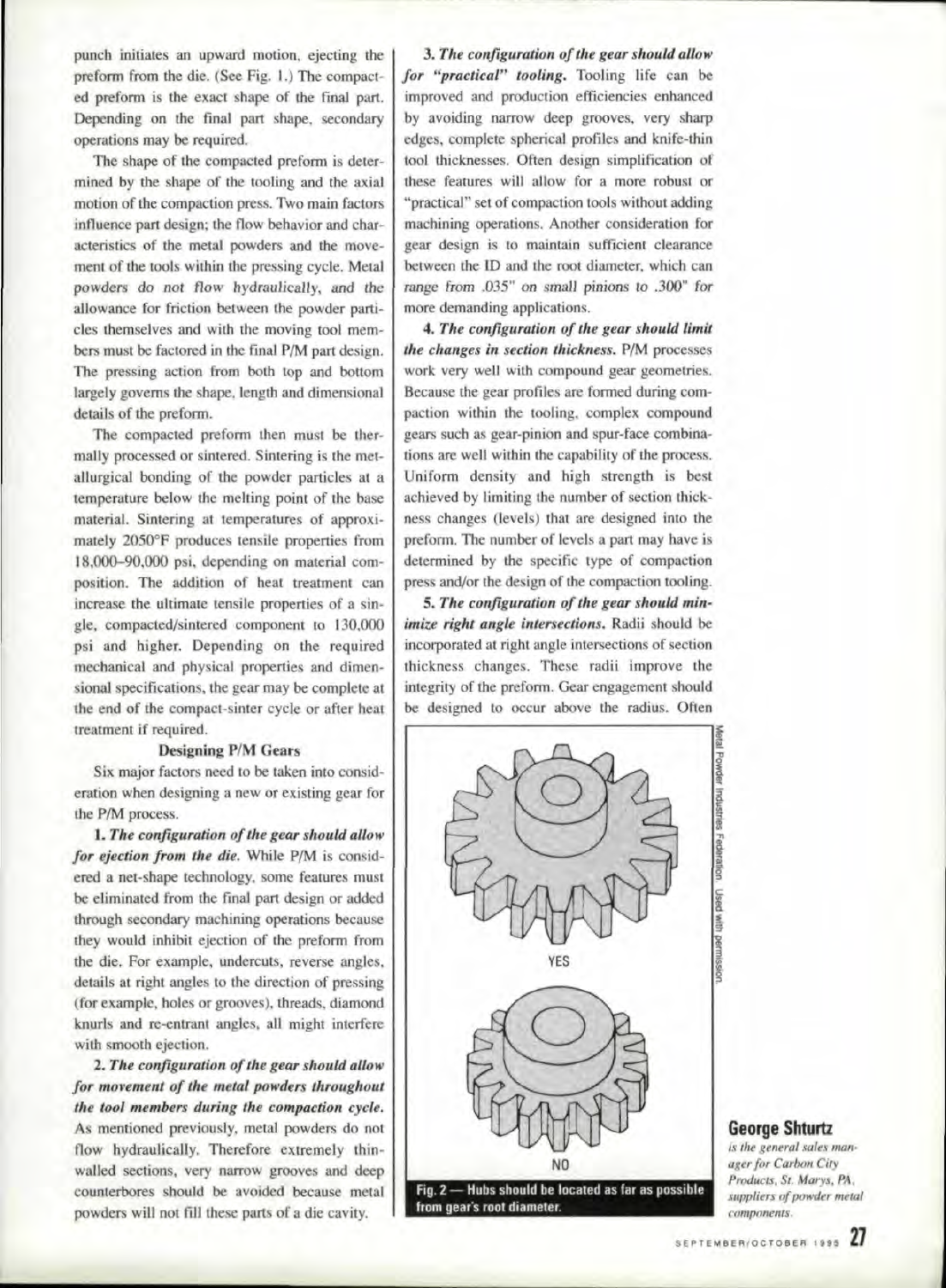punch initiates an upward motion, ejecting the preform from the die. (See Fig. 1.) The compacted preform is the exact shape of the final part. Depending on the final part shape, secondary operations may be required.

The shape of the compacted preform is determined by the shape of the tooling and the axial motion of the compaction press. Two main factors influence part design; the flow behavior and characteristics of the metal powders and the movement of the tools within the pressing cycle. Metal powders *do not flow hydraulically,* and the allowance for friction between the powder particles themselves and with the moving tool members must be factored in the final P/M part design. The pressing action from both top and bottom largely governs the shape, length and dimensional details of the preform.

The compacted preform then must be thermally processed or sintered. Sintering is the metallurgical bonding of the powder particles at a temperature below the melting point of the base material. Sintering at temperatures of approximately 2050°F produces tensile properties from 18,000–90,000 psi, depending on material composition. The addition of heat treatment can increase the ultimate tensile properties of a single, compacted/sintered component to 130,000 psi and higher. Depending on the required mechanical and physical properties and dimensional specifications, the gear may be complete at the end of the compact-sinter cycle or after heat treatment if required.

### Designing P/M Gears

Six major factors need to be taken into consideration when designing a new or existing gear for the P/M process.

**1. *The configuration of the gear should allow for ejection from the die.*** While P/M is considered a net-shape technology, some features must be eliminated from the final part design or added through secondary machining operations because they would inhibit ejection of the preform from the die. For example, undercuts, reverse angles, details at right angles to the direction of pressing (for example, holes or grooves), threads, diamond knurls and re-entrant angles, all might interfere with smooth ejection.

**2. *The configuration of the gear should allow for movement of the metal powders throughout the tool members during the compaction cycle.*** As mentioned previously, metal powders do not flow hydraulically. Therefore extremely thin-walled sections, very narrow grooves and deep counterbores should be avoided because metal powders will not fill these parts of a die cavity.

**3. *The configuration of the gear should allow for "practical" tooling.*** Tooling life can be improved and production efficiencies enhanced by avoiding narrow deep grooves, very sharp edges, complete spherical profiles and knife-thin tool thicknesses. Often design simplification of these features will allow for a more robust or "practical" set of compaction tools without adding machining operations. Another consideration for gear design is to maintain sufficient clearance between the ID and the root diameter, which can range from .035" on small pinions to .300" for more demanding applications.

**4. *The configuration of the gear should limit the changes in section thickness.*** P/M processes work very well with compound gear geometries. Because the gear profiles are formed during compaction within the tooling, complex compound gears such as gear-pinion and spur-face combinations are well within the capability of the process. Uniform density and high strength is best achieved by limiting the number of section thickness changes (levels) that are designed into the preform. The number of levels a part may have is determined by the specific type of compaction press and/or the design of the compaction tooling.

**5. *The configuration of the gear should minimize right angle intersections.*** Radii should be incorporated at right angle intersections of section thickness changes. These radii improve the integrity of the preform. Gear engagement should be designed to occur above the radius. Often

YES

NO

Metal Powder Industries Federation. Used with permission

**Fig. 2 — Hubs should be located as far as possible from gear's root diameter.**

**George Shturtz**

*is the general sales manager for Carbon City Products, St. Marys, PA, suppliers of powder metal components.*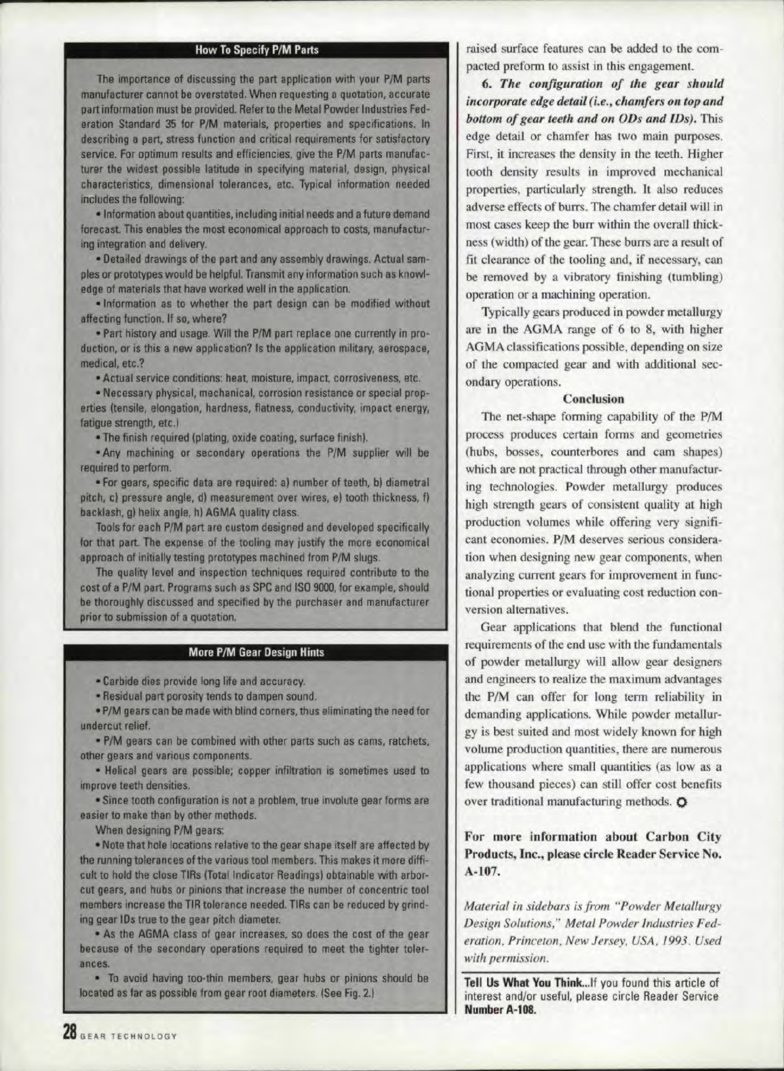### How To Specify P/M Parts

The importance of discussing the part application with your P/M parts manufacturer cannot be overstated. When requesting a quotation, accurate part information must be provided. Refer to the Metal Powder Industries Federation Standard 35 for P/M materials, properties and specifications. In describing a part, stress function and critical requirements for satisfactory service. For optimum results and efficiencies, give the P/M parts manufacturer the widest possible latitude in specifying material, design, physical characteristics, dimensional tolerances, etc. Typical information needed includes the following:

- Information about quantities, including initial needs and a future demand forecast. This enables the most economical approach to costs, manufacturing integration and delivery.
- Detailed drawings of the part and any assembly drawings. Actual samples or prototypes would be helpful. Transmit any information such as knowledge of materials that have worked well in the application.
- Information as to whether the part design can be modified without affecting function. If so, where?
- Part history and usage. Will the P/M part replace one currently in production, or is this a new application? Is the application military, aerospace, medical, etc.?
- Actual service conditions: heat, moisture, impact, corrosiveness, etc.
- Necessary physical, mechanical, corrosion resistance or special properties (tensile, elongation, hardness, flatness, conductivity, impact energy, fatigue strength, etc.)
- The finish required (plating, oxide coating, surface finish).
- Any machining or secondary operations the P/M supplier will be required to perform.
- For gears, specific data are required: a) number of teeth, b) diametral pitch, c) pressure angle, d) measurement over wires, e) tooth thickness, f) backlash, g) helix angle, h) AGMA quality class.

Tools for each P/M part are custom designed and developed specifically for that part. The expense of the tooling may justify the more economical approach of initially testing prototypes machined from P/M slugs.

The quality level and inspection techniques required contribute to the cost of a P/M part. Programs such as SPC and ISO 9000, for example, should be thoroughly discussed and specified by the purchaser and manufacturer prior to submission of a quotation.

### More P/M Gear Design Hints

- Carbide dies provide long life and accuracy.
- Residual part porosity tends to dampen sound.
- P/M gears can be made with blind corners, thus eliminating the need for undercut relief.
- P/M gears can be combined with other parts such as cams, ratchets, other gears and various components.
- Helical gears are possible; copper infiltration is sometimes used to improve teeth densities.
- Since tooth configuration is not a problem, true involute gear forms are easier to make than by other methods.

When designing P/M gears:

- Note that hole locations relative to the gear shape itself are affected by the running tolerances of the various tool members. This makes it more difficult to hold the close TIRs (Total Indicator Readings) obtainable with arbor-cut gears, and hubs or pinions that increase the number of concentric tool members increase the TIR tolerance needed. TIRs can be reduced by grinding gear IDs true to the gear pitch diameter.
- As the AGMA class of gear increases, so does the cost of the gear because of the secondary operations required to meet the tighter tolerances.
- To avoid having too-thin members, gear hubs or pinions should be located as far as possible from gear root diameters. (See Fig. 2.)

raised surface features can be added to the compacted preform to assist in this engagement.

**6. *The configuration of the gear should incorporate edge detail (i.e., chamfers on top and bottom of gear teeth and on ODs and IDs).*** This edge detail or chamfer has two main purposes. First, it increases the density in the teeth. Higher tooth density results in improved mechanical properties, particularly strength. It also reduces adverse effects of burrs. The chamfer detail will in most cases keep the burr within the overall thickness (width) of the gear. These burrs are a result of fit clearance of the tooling and, if necessary, can be removed by a vibratory finishing (tumbling) operation or a machining operation.

Typically gears produced in powder metallurgy are in the AGMA range of 6 to 8, with higher AGMA classifications possible, depending on size of the compacted gear and with additional secondary operations.

## Conclusion

The net-shape forming capability of the P/M process produces certain forms and geometries (hubs, bosses, counterbores and cam shapes) which are not practical through other manufacturing technologies. Powder metallurgy produces high strength gears of consistent quality at high production volumes while offering very significant economies. P/M deserves serious consideration when designing new gear components, when analyzing current gears for improvement in functional properties or evaluating cost reduction conversion alternatives.

Gear applications that blend the functional requirements of the end use with the fundamentals of powder metallurgy will allow gear designers and engineers to realize the maximum advantages the P/M can offer for long term reliability in demanding applications. While powder metallurgy is best suited and most widely known for high volume production quantities, there are numerous applications where small quantities (as low as a few thousand pieces) can still offer cost benefits over traditional manufacturing methods.

**For more information about Carbon City Products, Inc., please circle Reader Service No. A-107.**

*Material in sidebars is from "Powder Metallurgy Design Solutions," Metal Powder Industries Federation, Princeton, New Jersey, USA, 1993. Used with permission.*

**Tell Us What You Think...**If you found this article of interest and/or useful, please circle Reader Service **Number A-108.**